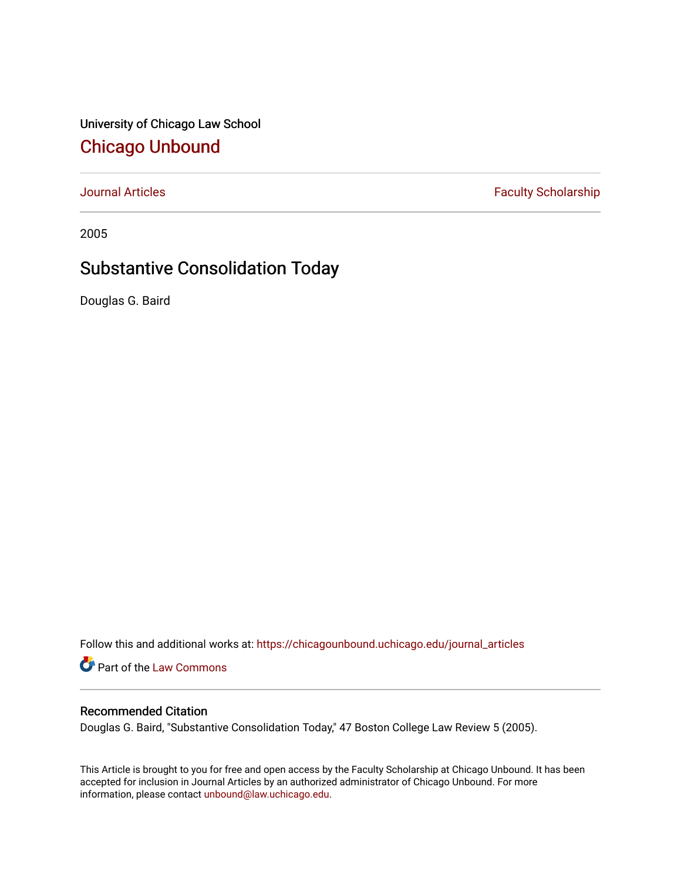University of Chicago Law School

# Chicago Unbound

Journal Articles | Faculty Scholarship

2005

## Substantive Consolidation Today

Douglas G. Baird

Follow this and additional works at: https://chicagounbound.uchicago.edu/journal_articles

Part of the Law Commons

### Recommended Citation

Douglas G. Baird, "Substantive Consolidation Today," 47 Boston College Law Review 5 (2005).

This Article is brought to you for free and open access by the Faculty Scholarship at Chicago Unbound. It has been accepted for inclusion in Journal Articles by an authorized administrator of Chicago Unbound. For more information, please contact unbound@law.uchicago.edu.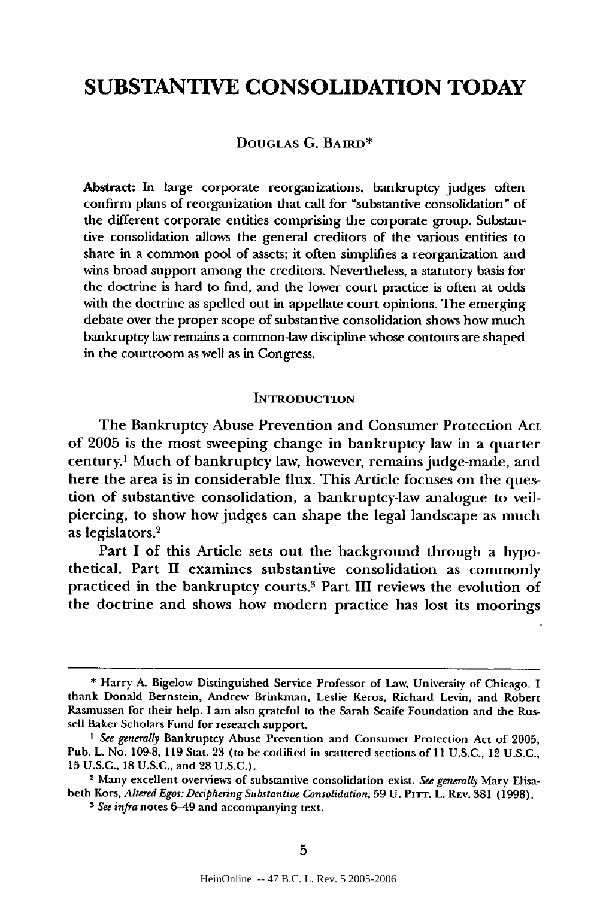# SUBSTANTIVE CONSOLIDATION TODAY

DOUGLAS G. BAIRD*

**Abstract:** In large corporate reorganizations, bankruptcy judges often confirm plans of reorganization that call for "substantive consolidation" of the different corporate entities comprising the corporate group. Substantive consolidation allows the general creditors of the various entities to share in a common pool of assets; it often simplifies a reorganization and wins broad support among the creditors. Nevertheless, a statutory basis for the doctrine is hard to find, and the lower court practice is often at odds with the doctrine as spelled out in appellate court opinions. The emerging debate over the proper scope of substantive consolidation shows how much bankruptcy law remains a common-law discipline whose contours are shaped in the courtroom as well as in Congress.

## INTRODUCTION

The Bankruptcy Abuse Prevention and Consumer Protection Act of 2005 is the most sweeping change in bankruptcy law in a quarter century.[1] Much of bankruptcy law, however, remains judge-made, and here the area is in considerable flux. This Article focuses on the question of substantive consolidation, a bankruptcy-law analogue to veil-piercing, to show how judges can shape the legal landscape as much as legislators.[2]

Part I of this Article sets out the background through a hypothetical. Part II examines substantive consolidation as commonly practiced in the bankruptcy courts.[3] Part III reviews the evolution of the doctrine and shows how modern practice has lost its moorings

---

\* Harry A. Bigelow Distinguished Service Professor of Law, University of Chicago. I thank Donald Bernstein, Andrew Brinkman, Leslie Keros, Richard Levin, and Robert Rasmussen for their help. I am also grateful to the Sarah Scaife Foundation and the Russell Baker Scholars Fund for research support.

[1] *See generally* Bankruptcy Abuse Prevention and Consumer Protection Act of 2005, Pub. L. No. 109-8, 119 Stat. 23 (to be codified in scattered sections of 11 U.S.C., 12 U.S.C., 15 U.S.C., 18 U.S.C., and 28 U.S.C.).

[2] Many excellent overviews of substantive consolidation exist. *See generally* Mary Elisabeth Kors, *Altered Egos: Deciphering Substantive Consolidation*, 59 U. PITT. L. REV. 381 (1998).

[3] *See infra* notes 6–49 and accompanying text.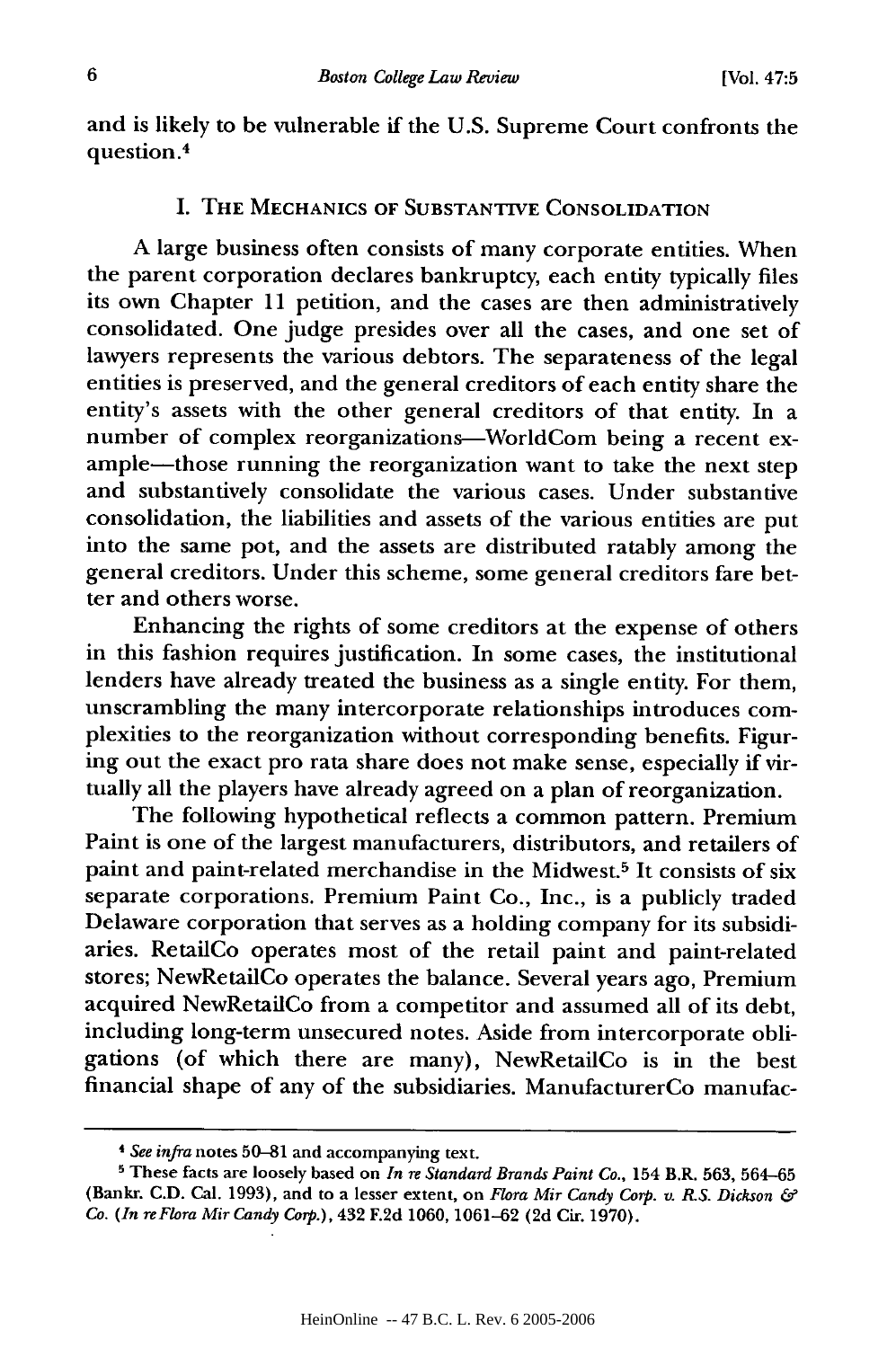and is likely to be vulnerable if the U.S. Supreme Court confronts the question.[4]

## I. The Mechanics of Substantive Consolidation

A large business often consists of many corporate entities. When the parent corporation declares bankruptcy, each entity typically files its own Chapter 11 petition, and the cases are then administratively consolidated. One judge presides over all the cases, and one set of lawyers represents the various debtors. The separateness of the legal entities is preserved, and the general creditors of each entity share the entity's assets with the other general creditors of that entity. In a number of complex reorganizations—WorldCom being a recent example—those running the reorganization want to take the next step and substantively consolidate the various cases. Under substantive consolidation, the liabilities and assets of the various entities are put into the same pot, and the assets are distributed ratably among the general creditors. Under this scheme, some general creditors fare better and others worse.

Enhancing the rights of some creditors at the expense of others in this fashion requires justification. In some cases, the institutional lenders have already treated the business as a single entity. For them, unscrambling the many intercorporate relationships introduces complexities to the reorganization without corresponding benefits. Figuring out the exact pro rata share does not make sense, especially if virtually all the players have already agreed on a plan of reorganization.

The following hypothetical reflects a common pattern. Premium Paint is one of the largest manufacturers, distributors, and retailers of paint and paint-related merchandise in the Midwest.[5] It consists of six separate corporations. Premium Paint Co., Inc., is a publicly traded Delaware corporation that serves as a holding company for its subsidiaries. RetailCo operates most of the retail paint and paint-related stores; NewRetailCo operates the balance. Several years ago, Premium acquired NewRetailCo from a competitor and assumed all of its debt, including long-term unsecured notes. Aside from intercorporate obligations (of which there are many), NewRetailCo is in the best financial shape of any of the subsidiaries. ManufacturerCo manufac-

---

[4] *See infra* notes 50–81 and accompanying text.

[5] These facts are loosely based on *In re Standard Brands Paint Co.*, 154 B.R. 563, 564–65 (Bankr. C.D. Cal. 1993), and to a lesser extent, on *Flora Mir Candy Corp. v. R.S. Dickson & Co. (In re Flora Mir Candy Corp.)*, 432 F.2d 1060, 1061–62 (2d Cir. 1970).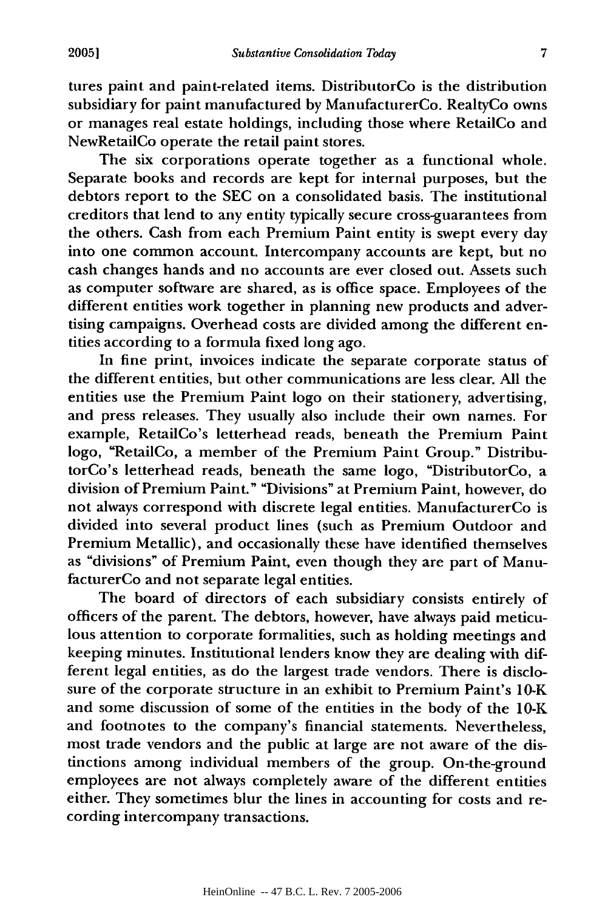tures paint and paint-related items. DistributorCo is the distribution subsidiary for paint manufactured by ManufacturerCo. RealtyCo owns or manages real estate holdings, including those where RetailCo and NewRetailCo operate the retail paint stores.

The six corporations operate together as a functional whole. Separate books and records are kept for internal purposes, but the debtors report to the SEC on a consolidated basis. The institutional creditors that lend to any entity typically secure cross-guarantees from the others. Cash from each Premium Paint entity is swept every day into one common account. Intercompany accounts are kept, but no cash changes hands and no accounts are ever closed out. Assets such as computer software are shared, as is office space. Employees of the different entities work together in planning new products and advertising campaigns. Overhead costs are divided among the different entities according to a formula fixed long ago.

In fine print, invoices indicate the separate corporate status of the different entities, but other communications are less clear. All the entities use the Premium Paint logo on their stationery, advertising, and press releases. They usually also include their own names. For example, RetailCo's letterhead reads, beneath the Premium Paint logo, "RetailCo, a member of the Premium Paint Group." DistributorCo's letterhead reads, beneath the same logo, "DistributorCo, a division of Premium Paint." "Divisions" at Premium Paint, however, do not always correspond with discrete legal entities. ManufacturerCo is divided into several product lines (such as Premium Outdoor and Premium Metallic), and occasionally these have identified themselves as "divisions" of Premium Paint, even though they are part of ManufacturerCo and not separate legal entities.

The board of directors of each subsidiary consists entirely of officers of the parent. The debtors, however, have always paid meticulous attention to corporate formalities, such as holding meetings and keeping minutes. Institutional lenders know they are dealing with different legal entities, as do the largest trade vendors. There is disclosure of the corporate structure in an exhibit to Premium Paint's 10-K and some discussion of some of the entities in the body of the 10-K and footnotes to the company's financial statements. Nevertheless, most trade vendors and the public at large are not aware of the distinctions among individual members of the group. On-the-ground employees are not always completely aware of the different entities either. They sometimes blur the lines in accounting for costs and recording intercompany transactions.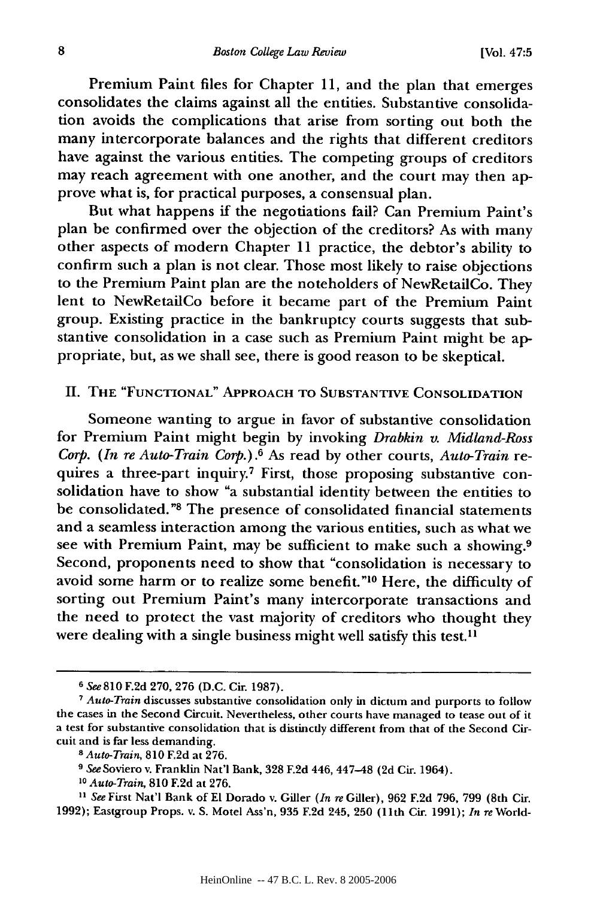Premium Paint files for Chapter 11, and the plan that emerges consolidates the claims against all the entities. Substantive consolidation avoids the complications that arise from sorting out both the many intercorporate balances and the rights that different creditors have against the various entities. The competing groups of creditors may reach agreement with one another, and the court may then approve what is, for practical purposes, a consensual plan.

But what happens if the negotiations fail? Can Premium Paint's plan be confirmed over the objection of the creditors? As with many other aspects of modern Chapter 11 practice, the debtor's ability to confirm such a plan is not clear. Those most likely to raise objections to the Premium Paint plan are the noteholders of NewRetailCo. They lent to NewRetailCo before it became part of the Premium Paint group. Existing practice in the bankruptcy courts suggests that substantive consolidation in a case such as Premium Paint might be appropriate, but, as we shall see, there is good reason to be skeptical.

## II. The "Functional" Approach to Substantive Consolidation

Someone wanting to argue in favor of substantive consolidation for Premium Paint might begin by invoking *Drabkin v. Midland-Ross Corp. (In re Auto-Train Corp.)*.[6] As read by other courts, *Auto-Train* requires a three-part inquiry.[7] First, those proposing substantive consolidation have to show "a substantial identity between the entities to be consolidated."[8] The presence of consolidated financial statements and a seamless interaction among the various entities, such as what we see with Premium Paint, may be sufficient to make such a showing.[9] Second, proponents need to show that "consolidation is necessary to avoid some harm or to realize some benefit."[10] Here, the difficulty of sorting out Premium Paint's many intercorporate transactions and the need to protect the vast majority of creditors who thought they were dealing with a single business might well satisfy this test.[11]

---

[6] *See* 810 F.2d 270, 276 (D.C. Cir. 1987).

[7] *Auto-Train* discusses substantive consolidation only in dictum and purports to follow the cases in the Second Circuit. Nevertheless, other courts have managed to tease out of it a test for substantive consolidation that is distinctly different from that of the Second Circuit and is far less demanding.

[8] *Auto-Train*, 810 F.2d at 276.

[9] *See* Soviero v. Franklin Nat'l Bank, 328 F.2d 446, 447–48 (2d Cir. 1964).

[10] *Auto-Train*, 810 F.2d at 276.

[11] *See* First Nat'l Bank of El Dorado v. Giller (*In re* Giller), 962 F.2d 796, 799 (8th Cir. 1992); Eastgroup Props. v. S. Motel Ass'n, 935 F.2d 245, 250 (11th Cir. 1991); *In re* World-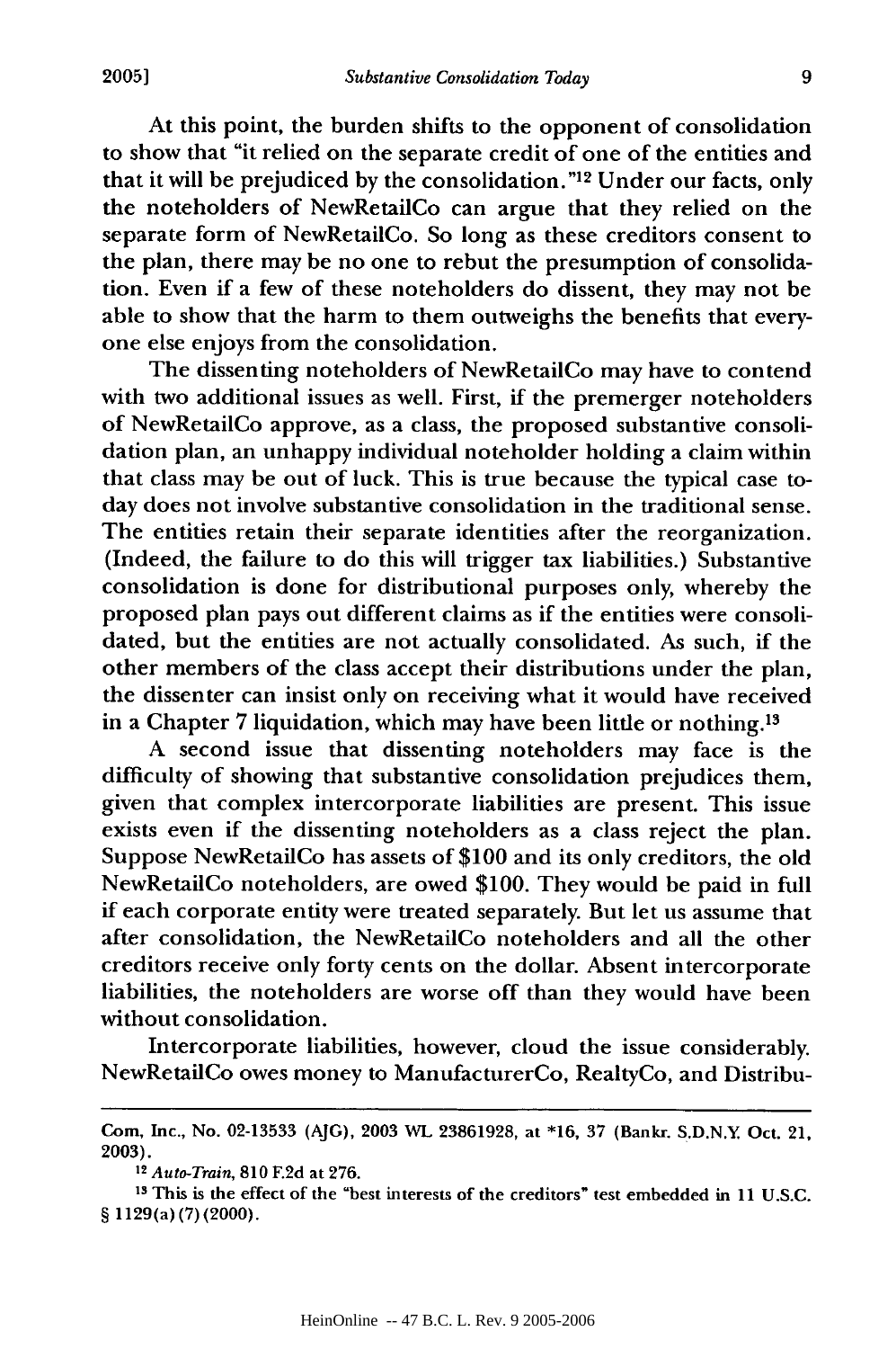At this point, the burden shifts to the opponent of consolidation to show that "it relied on the separate credit of one of the entities and that it will be prejudiced by the consolidation."[12] Under our facts, only the noteholders of NewRetailCo can argue that they relied on the separate form of NewRetailCo. So long as these creditors consent to the plan, there may be no one to rebut the presumption of consolidation. Even if a few of these noteholders do dissent, they may not be able to show that the harm to them outweighs the benefits that everyone else enjoys from the consolidation.

The dissenting noteholders of NewRetailCo may have to contend with two additional issues as well. First, if the premerger noteholders of NewRetailCo approve, as a class, the proposed substantive consolidation plan, an unhappy individual noteholder holding a claim within that class may be out of luck. This is true because the typical case today does not involve substantive consolidation in the traditional sense. The entities retain their separate identities after the reorganization. (Indeed, the failure to do this will trigger tax liabilities.) Substantive consolidation is done for distributional purposes only, whereby the proposed plan pays out different claims as if the entities were consolidated, but the entities are not actually consolidated. As such, if the other members of the class accept their distributions under the plan, the dissenter can insist only on receiving what it would have received in a Chapter 7 liquidation, which may have been little or nothing.[13]

A second issue that dissenting noteholders may face is the difficulty of showing that substantive consolidation prejudices them, given that complex intercorporate liabilities are present. This issue exists even if the dissenting noteholders as a class reject the plan. Suppose NewRetailCo has assets of $100 and its only creditors, the old NewRetailCo noteholders, are owed $100. They would be paid in full if each corporate entity were treated separately. But let us assume that after consolidation, the NewRetailCo noteholders and all the other creditors receive only forty cents on the dollar. Absent intercorporate liabilities, the noteholders are worse off than they would have been without consolidation.

Intercorporate liabilities, however, cloud the issue considerably. NewRetailCo owes money to ManufacturerCo, RealtyCo, and Distribu-

---

Com, Inc., No. 02-13533 (AJG), 2003 WL 23861928, at *16, 37 (Bankr. S.D.N.Y. Oct. 21, 2003).

[12] *Auto-Train*, 810 F.2d at 276.

[13] This is the effect of the "best interests of the creditors" test embedded in 11 U.S.C. § 1129(a)(7)(2000).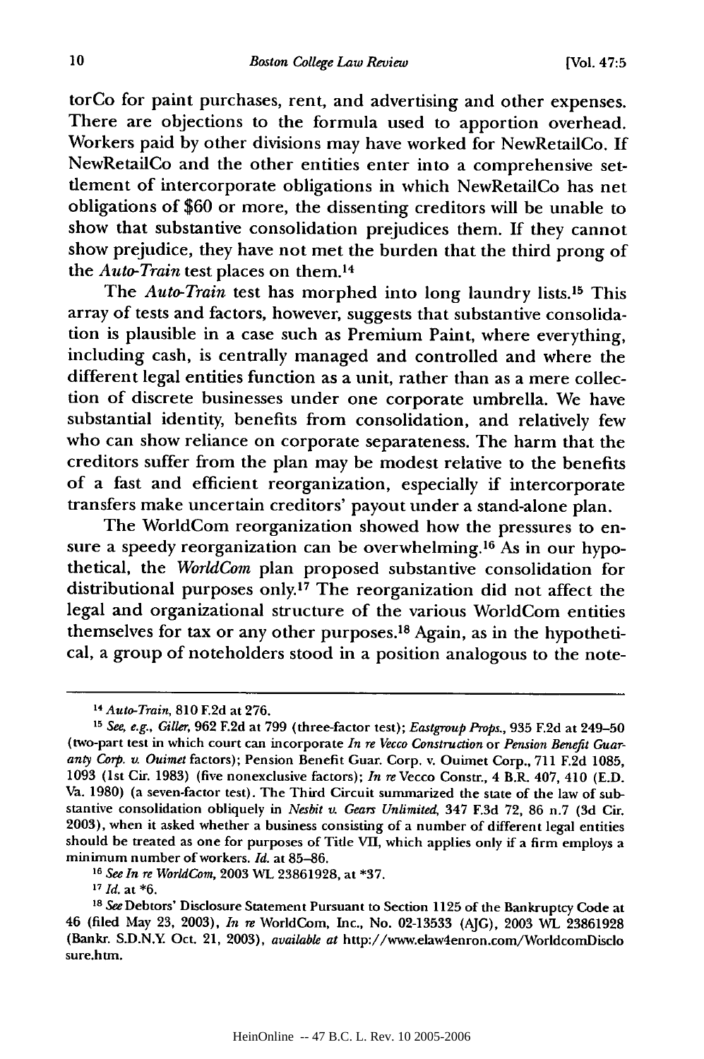torCo for paint purchases, rent, and advertising and other expenses. There are objections to the formula used to apportion overhead. Workers paid by other divisions may have worked for NewRetailCo. If NewRetailCo and the other entities enter into a comprehensive settlement of intercorporate obligations in which NewRetailCo has net obligations of $60 or more, the dissenting creditors will be unable to show that substantive consolidation prejudices them. If they cannot show prejudice, they have not met the burden that the third prong of the *Auto-Train* test places on them.[14]

The *Auto-Train* test has morphed into long laundry lists.[15] This array of tests and factors, however, suggests that substantive consolidation is plausible in a case such as Premium Paint, where everything, including cash, is centrally managed and controlled and where the different legal entities function as a unit, rather than as a mere collection of discrete businesses under one corporate umbrella. We have substantial identity, benefits from consolidation, and relatively few who can show reliance on corporate separateness. The harm that the creditors suffer from the plan may be modest relative to the benefits of a fast and efficient reorganization, especially if intercorporate transfers make uncertain creditors' payout under a stand-alone plan.

The WorldCom reorganization showed how the pressures to ensure a speedy reorganization can be overwhelming.[16] As in our hypothetical, the *WorldCom* plan proposed substantive consolidation for distributional purposes only.[17] The reorganization did not affect the legal and organizational structure of the various WorldCom entities themselves for tax or any other purposes.[18] Again, as in the hypothetical, a group of noteholders stood in a position analogous to the note-

---

[14] *Auto-Train*, 810 F.2d at 276.

[15] *See, e.g., Giller*, 962 F.2d at 799 (three-factor test); *Eastgroup Props.*, 935 F.2d at 249–50 (two-part test in which court can incorporate *In re Vecco Construction* or *Pension Benefit Guaranty Corp. v. Ouimet* factors); Pension Benefit Guar. Corp. v. Ouimet Corp., 711 F.2d 1085, 1093 (1st Cir. 1983) (five nonexclusive factors); *In re* Vecco Constr., 4 B.R. 407, 410 (E.D. Va. 1980) (a seven-factor test). The Third Circuit summarized the state of the law of substantive consolidation obliquely in *Nesbit v. Gears Unlimited*, 347 F.3d 72, 86 n.7 (3d Cir. 2003), when it asked whether a business consisting of a number of different legal entities should be treated as one for purposes of Title VII, which applies only if a firm employs a minimum number of workers. *Id.* at 85–86.

[16] *See In re WorldCom*, 2003 WL 23861928, at *37.

[17] *Id.* at *6.

[18] *See* Debtors' Disclosure Statement Pursuant to Section 1125 of the Bankruptcy Code at 46 (filed May 23, 2003), *In re* WorldCom, Inc., No. 02-13533 (AJG), 2003 WL 23861928 (Bankr. S.D.N.Y. Oct. 21, 2003), *available at* http://www.elaw4enron.com/WorldcomDisclosure.htm.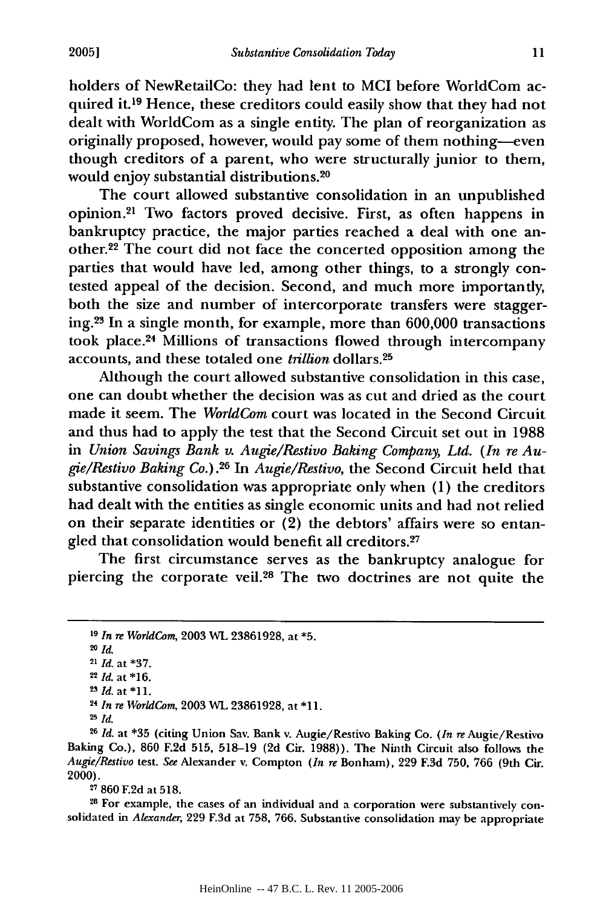holders of NewRetailCo: they had lent to MCI before WorldCom acquired it.[19] Hence, these creditors could easily show that they had not dealt with WorldCom as a single entity. The plan of reorganization as originally proposed, however, would pay some of them nothing—even though creditors of a parent, who were structurally junior to them, would enjoy substantial distributions.[20]

The court allowed substantive consolidation in an unpublished opinion.[21] Two factors proved decisive. First, as often happens in bankruptcy practice, the major parties reached a deal with one another.[22] The court did not face the concerted opposition among the parties that would have led, among other things, to a strongly contested appeal of the decision. Second, and much more importantly, both the size and number of intercorporate transfers were staggering.[23] In a single month, for example, more than 600,000 transactions took place.[24] Millions of transactions flowed through intercompany accounts, and these totaled one *trillion* dollars.[25]

Although the court allowed substantive consolidation in this case, one can doubt whether the decision was as cut and dried as the court made it seem. The *WorldCom* court was located in the Second Circuit and thus had to apply the test that the Second Circuit set out in 1988 in *Union Savings Bank v. Augie/Restivo Baking Company, Ltd.* (*In re Augie/Restivo Baking Co.*).[26] In *Augie/Restivo*, the Second Circuit held that substantive consolidation was appropriate only when (1) the creditors had dealt with the entities as single economic units and had not relied on their separate identities or (2) the debtors' affairs were so entangled that consolidation would benefit all creditors.[27]

The first circumstance serves as the bankruptcy analogue for piercing the corporate veil.[28] The two doctrines are not quite the

---

[19] *In re WorldCom*, 2003 WL 23861928, at *5.

[20] *Id.*

[21] *Id.* at *37.

[22] *Id.* at *16.

[23] *Id.* at *11.

[24] *In re WorldCom*, 2003 WL 23861928, at *11.

[25] *Id.*

[26] *Id.* at *35 (citing Union Sav. Bank v. Augie/Restivo Baking Co. (*In re* Augie/Restivo Baking Co.), 860 F.2d 515, 518–19 (2d Cir. 1988)). The Ninth Circuit also follows the *Augie/Restivo* test. *See* Alexander v. Compton (*In re* Bonham), 229 F.3d 750, 766 (9th Cir. 2000).

[27] 860 F.2d at 518.

[28] For example, the cases of an individual and a corporation were substantively consolidated in *Alexander*, 229 F.3d at 758, 766. Substantive consolidation may be appropriate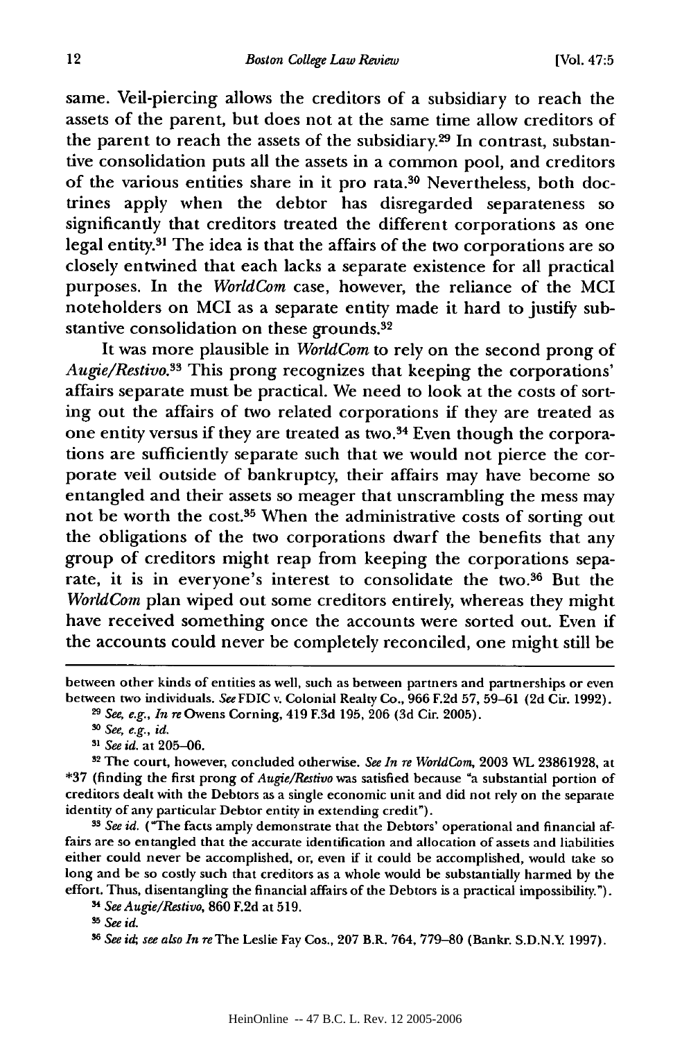same. Veil-piercing allows the creditors of a subsidiary to reach the assets of the parent, but does not at the same time allow creditors of the parent to reach the assets of the subsidiary.[29] In contrast, substantive consolidation puts all the assets in a common pool, and creditors of the various entities share in it pro rata.[30] Nevertheless, both doctrines apply when the debtor has disregarded separateness so significantly that creditors treated the different corporations as one legal entity.[31] The idea is that the affairs of the two corporations are so closely entwined that each lacks a separate existence for all practical purposes. In the *WorldCom* case, however, the reliance of the MCI noteholders on MCI as a separate entity made it hard to justify substantive consolidation on these grounds.[32]

It was more plausible in *WorldCom* to rely on the second prong of *Augie/Restivo*.[33] This prong recognizes that keeping the corporations' affairs separate must be practical. We need to look at the costs of sorting out the affairs of two related corporations if they are treated as one entity versus if they are treated as two.[34] Even though the corporations are sufficiently separate such that we would not pierce the corporate veil outside of bankruptcy, their affairs may have become so entangled and their assets so meager that unscrambling the mess may not be worth the cost.[35] When the administrative costs of sorting out the obligations of the two corporations dwarf the benefits that any group of creditors might reap from keeping the corporations separate, it is in everyone's interest to consolidate the two.[36] But the *WorldCom* plan wiped out some creditors entirely, whereas they might have received something once the accounts were sorted out. Even if the accounts could never be completely reconciled, one might still be

---

between other kinds of entities as well, such as between partners and partnerships or even between two individuals. *See* FDIC v. Colonial Realty Co., 966 F.2d 57, 59–61 (2d Cir. 1992).

[29] *See, e.g., In re* Owens Corning, 419 F.3d 195, 206 (3d Cir. 2005).

[30] *See, e.g., id.*

[31] *See id.* at 205–06.

[32] The court, however, concluded otherwise. *See In re WorldCom*, 2003 WL 23861928, at *37 (finding the first prong of *Augie/Restivo* was satisfied because "a substantial portion of creditors dealt with the Debtors as a single economic unit and did not rely on the separate identity of any particular Debtor entity in extending credit").

[33] *See id.* ("The facts amply demonstrate that the Debtors' operational and financial affairs are so entangled that the accurate identification and allocation of assets and liabilities either could never be accomplished, or, even if it could be accomplished, would take so long and be so costly such that creditors as a whole would be substantially harmed by the effort. Thus, disentangling the financial affairs of the Debtors is a practical impossibility.").

[34] *See Augie/Restivo*, 860 F.2d at 519.

[35] *See id.*

[36] *See id; see also In re* The Leslie Fay Cos., 207 B.R. 764, 779–80 (Bankr. S.D.N.Y. 1997).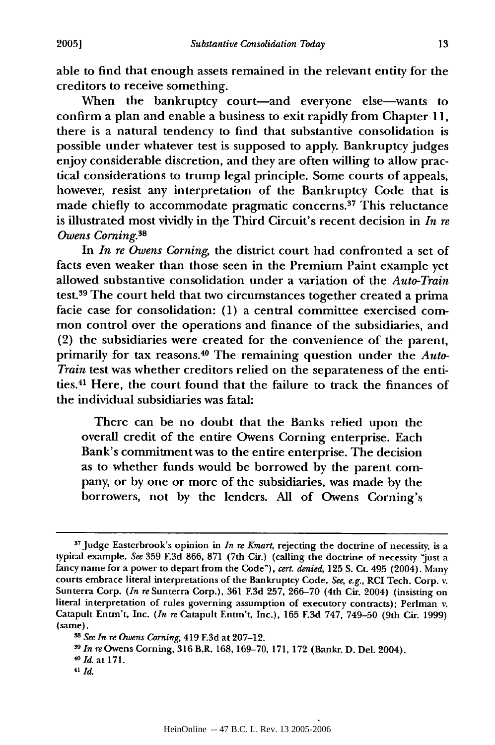able to find that enough assets remained in the relevant entity for the creditors to receive something.

When the bankruptcy court—and everyone else—wants to confirm a plan and enable a business to exit rapidly from Chapter 11, there is a natural tendency to find that substantive consolidation is possible under whatever test is supposed to apply. Bankruptcy judges enjoy considerable discretion, and they are often willing to allow practical considerations to trump legal principle. Some courts of appeals, however, resist any interpretation of the Bankruptcy Code that is made chiefly to accommodate pragmatic concerns.[37] This reluctance is illustrated most vividly in the Third Circuit's recent decision in *In re Owens Corning*.[38]

In *In re Owens Corning*, the district court had confronted a set of facts even weaker than those seen in the Premium Paint example yet allowed substantive consolidation under a variation of the *Auto-Train* test.[39] The court held that two circumstances together created a prima facie case for consolidation: (1) a central committee exercised common control over the operations and finance of the subsidiaries, and (2) the subsidiaries were created for the convenience of the parent, primarily for tax reasons.[40] The remaining question under the *Auto-Train* test was whether creditors relied on the separateness of the entities.[41] Here, the court found that the failure to track the finances of the individual subsidiaries was fatal:

> There can be no doubt that the Banks relied upon the overall credit of the entire Owens Corning enterprise. Each Bank's commitment was to the entire enterprise. The decision as to whether funds would be borrowed by the parent company, or by one or more of the subsidiaries, was made by the borrowers, not by the lenders. All of Owens Corning's

---

[37] Judge Easterbrook's opinion in *In re Kmart*, rejecting the doctrine of necessity, is a typical example. *See* 359 F.3d 866, 871 (7th Cir.) (calling the doctrine of necessity "just a fancy name for a power to depart from the Code"), *cert. denied*, 125 S. Ct. 495 (2004). Many courts embrace literal interpretations of the Bankruptcy Code. *See, e.g.*, RCI Tech. Corp. v. Sunterra Corp. (*In re* Sunterra Corp.), 361 F.3d 257, 266–70 (4th Cir. 2004) (insisting on literal interpretation of rules governing assumption of executory contracts); Perlman v. Catapult Entm't, Inc. (*In re* Catapult Entm't, Inc.), 165 F.3d 747, 749–50 (9th Cir. 1999) (same).

[38] *See In re Owens Corning*, 419 F.3d at 207–12.

[39] *In re* Owens Corning, 316 B.R. 168, 169–70, 171, 172 (Bankr. D. Del. 2004).

[40] *Id.* at 171.

[41] *Id.*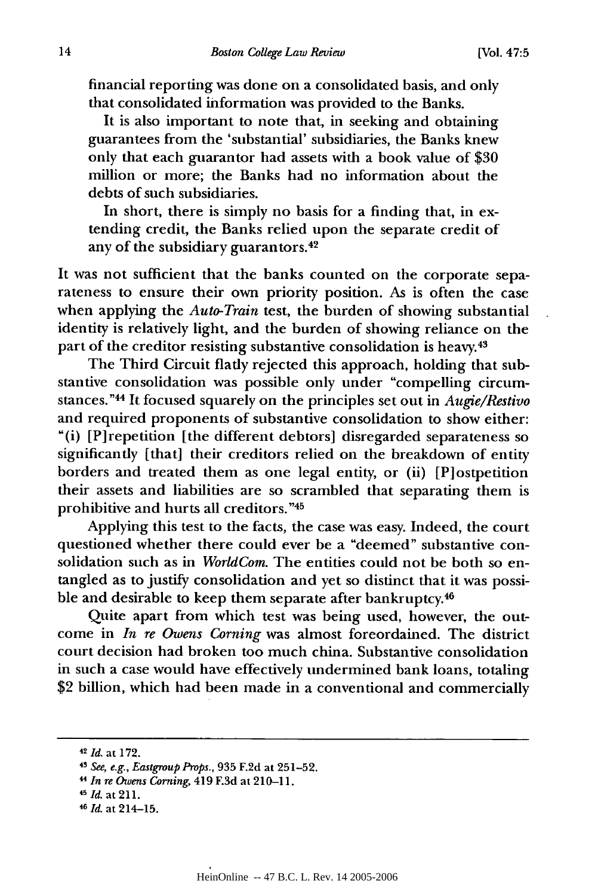> financial reporting was done on a consolidated basis, and only that consolidated information was provided to the Banks.
>
> It is also important to note that, in seeking and obtaining guarantees from the 'substantial' subsidiaries, the Banks knew only that each guarantor had assets with a book value of $30 million or more; the Banks had no information about the debts of such subsidiaries.
>
> In short, there is simply no basis for a finding that, in extending credit, the Banks relied upon the separate credit of any of the subsidiary guarantors.[42]

It was not sufficient that the banks counted on the corporate separateness to ensure their own priority position. As is often the case when applying the *Auto-Train* test, the burden of showing substantial identity is relatively light, and the burden of showing reliance on the part of the creditor resisting substantive consolidation is heavy.[43]

The Third Circuit flatly rejected this approach, holding that substantive consolidation was possible only under "compelling circumstances."[44] It focused squarely on the principles set out in *Augie/Restivo* and required proponents of substantive consolidation to show either: "(i) [P]repetition [the different debtors] disregarded separateness so significantly [that] their creditors relied on the breakdown of entity borders and treated them as one legal entity, or (ii) [P]ostpetition their assets and liabilities are so scrambled that separating them is prohibitive and hurts all creditors."[45]

Applying this test to the facts, the case was easy. Indeed, the court questioned whether there could ever be a "deemed" substantive consolidation such as in *WorldCom*. The entities could not be both so entangled as to justify consolidation and yet so distinct that it was possible and desirable to keep them separate after bankruptcy.[46]

Quite apart from which test was being used, however, the outcome in *In re Owens Corning* was almost foreordained. The district court decision had broken too much china. Substantive consolidation in such a case would have effectively undermined bank loans, totaling $2 billion, which had been made in a conventional and commercially

---

[42] *Id.* at 172.

[43] *See, e.g.*, *Eastgroup Props.*, 935 F.2d at 251–52.

[44] *In re Owens Corning*, 419 F.3d at 210–11.

[45] *Id.* at 211.

[46] *Id.* at 214–15.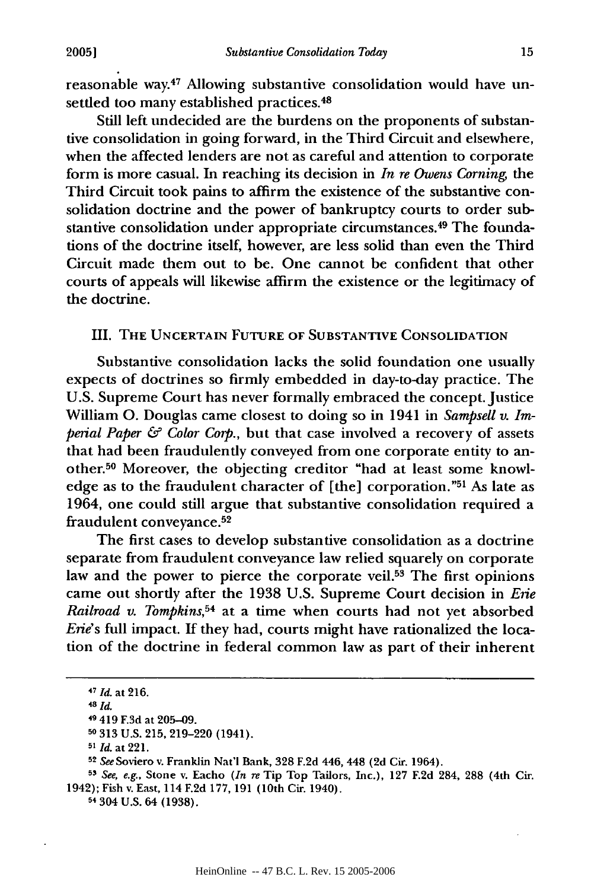reasonable way.[47] Allowing substantive consolidation would have unsettled too many established practices.[48]

Still left undecided are the burdens on the proponents of substantive consolidation in going forward, in the Third Circuit and elsewhere, when the affected lenders are not as careful and attention to corporate form is more casual. In reaching its decision in *In re Owens Corning*, the Third Circuit took pains to affirm the existence of the substantive consolidation doctrine and the power of bankruptcy courts to order substantive consolidation under appropriate circumstances.[49] The foundations of the doctrine itself, however, are less solid than even the Third Circuit made them out to be. One cannot be confident that other courts of appeals will likewise affirm the existence or the legitimacy of the doctrine.

## III. The Uncertain Future of Substantive Consolidation

Substantive consolidation lacks the solid foundation one usually expects of doctrines so firmly embedded in day-to-day practice. The U.S. Supreme Court has never formally embraced the concept. Justice William O. Douglas came closest to doing so in 1941 in *Sampsell v. Imperial Paper & Color Corp.*, but that case involved a recovery of assets that had been fraudulently conveyed from one corporate entity to another.[50] Moreover, the objecting creditor "had at least some knowledge as to the fraudulent character of [the] corporation."[51] As late as 1964, one could still argue that substantive consolidation required a fraudulent conveyance.[52]

The first cases to develop substantive consolidation as a doctrine separate from fraudulent conveyance law relied squarely on corporate law and the power to pierce the corporate veil.[53] The first opinions came out shortly after the 1938 U.S. Supreme Court decision in *Erie Railroad v. Tompkins*,[54] at a time when courts had not yet absorbed *Erie*'s full impact. If they had, courts might have rationalized the location of the doctrine in federal common law as part of their inherent

---

[47] *Id.* at 216.

[48] *Id.*

[49] 419 F.3d at 205–09.

[50] 313 U.S. 215, 219–220 (1941).

[51] *Id.* at 221.

[52] *See* Soviero v. Franklin Nat'l Bank, 328 F.2d 446, 448 (2d Cir. 1964).

[53] *See, e.g.*, Stone v. Eacho (*In re* Tip Top Tailors, Inc.), 127 F.2d 284, 288 (4th Cir. 1942); Fish v. East, 114 F.2d 177, 191 (10th Cir. 1940).

[54] 304 U.S. 64 (1938).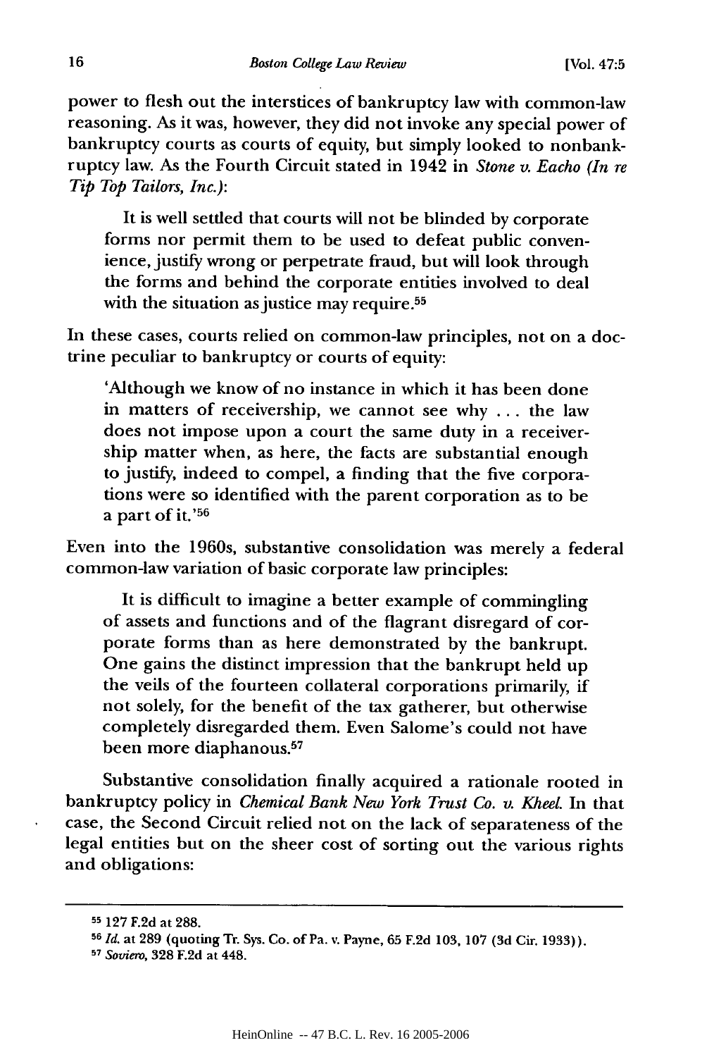power to flesh out the interstices of bankruptcy law with common-law reasoning. As it was, however, they did not invoke any special power of bankruptcy courts as courts of equity, but simply looked to nonbankruptcy law. As the Fourth Circuit stated in 1942 in *Stone v. Eacho (In re Tip Top Tailors, Inc.)*:

> It is well settled that courts will not be blinded by corporate forms nor permit them to be used to defeat public convenience, justify wrong or perpetrate fraud, but will look through the forms and behind the corporate entities involved to deal with the situation as justice may require.[55]

In these cases, courts relied on common-law principles, not on a doctrine peculiar to bankruptcy or courts of equity:

> 'Although we know of no instance in which it has been done in matters of receivership, we cannot see why . . . the law does not impose upon a court the same duty in a receivership matter when, as here, the facts are substantial enough to justify, indeed to compel, a finding that the five corporations were so identified with the parent corporation as to be a part of it.'[56]

Even into the 1960s, substantive consolidation was merely a federal common-law variation of basic corporate law principles:

> It is difficult to imagine a better example of commingling of assets and functions and of the flagrant disregard of corporate forms than as here demonstrated by the bankrupt. One gains the distinct impression that the bankrupt held up the veils of the fourteen collateral corporations primarily, if not solely, for the benefit of the tax gatherer, but otherwise completely disregarded them. Even Salome's could not have been more diaphanous.[57]

Substantive consolidation finally acquired a rationale rooted in bankruptcy policy in *Chemical Bank New York Trust Co. v. Kheel*. In that case, the Second Circuit relied not on the lack of separateness of the legal entities but on the sheer cost of sorting out the various rights and obligations:

---

[55] 127 F.2d at 288.

[56] *Id.* at 289 (quoting Tr. Sys. Co. of Pa. v. Payne, 65 F.2d 103, 107 (3d Cir. 1933)).

[57] *Soviero*, 328 F.2d at 448.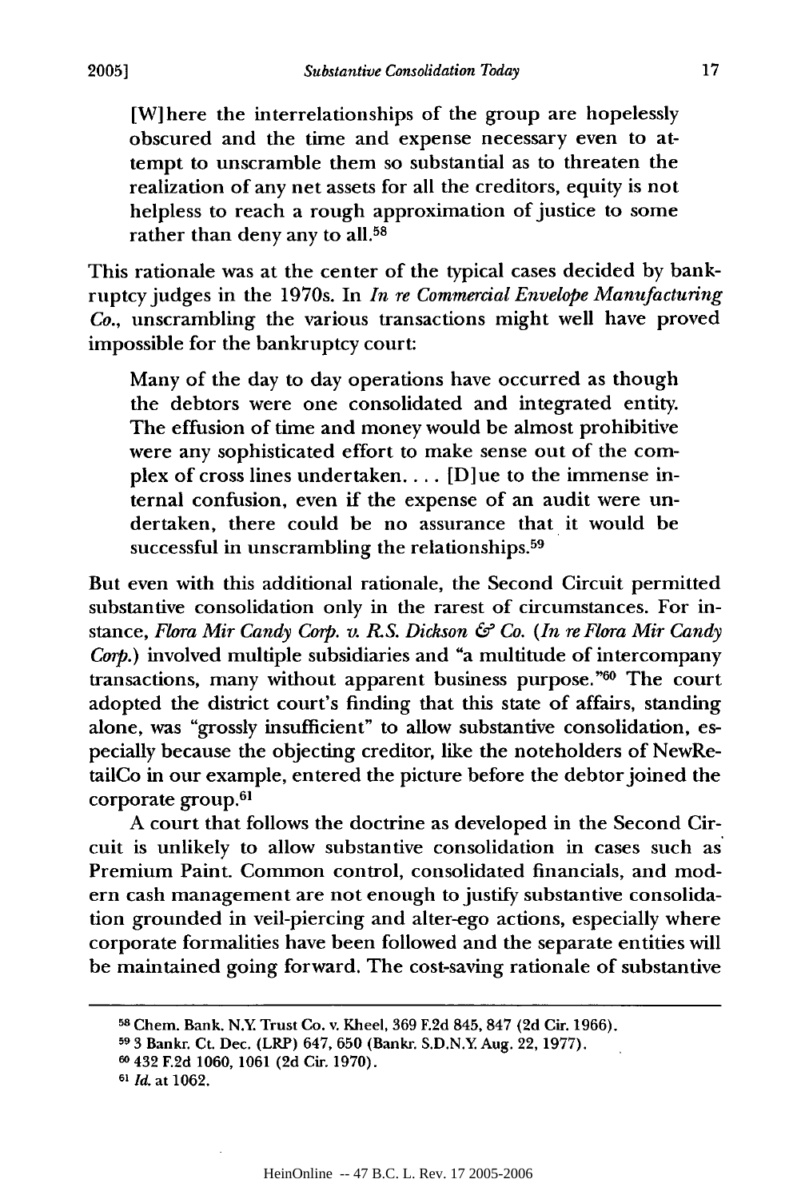> [W]here the interrelationships of the group are hopelessly obscured and the time and expense necessary even to attempt to unscramble them so substantial as to threaten the realization of any net assets for all the creditors, equity is not helpless to reach a rough approximation of justice to some rather than deny any to all.[58]

This rationale was at the center of the typical cases decided by bankruptcy judges in the 1970s. In *In re Commercial Envelope Manufacturing Co.*, unscrambling the various transactions might well have proved impossible for the bankruptcy court:

> Many of the day to day operations have occurred as though the debtors were one consolidated and integrated entity. The effusion of time and money would be almost prohibitive were any sophisticated effort to make sense out of the complex of cross lines undertaken. . . . [D]ue to the immense internal confusion, even if the expense of an audit were undertaken, there could be no assurance that it would be successful in unscrambling the relationships.[59]

But even with this additional rationale, the Second Circuit permitted substantive consolidation only in the rarest of circumstances. For instance, *Flora Mir Candy Corp. v. R.S. Dickson & Co. (In re Flora Mir Candy Corp.)* involved multiple subsidiaries and "a multitude of intercompany transactions, many without apparent business purpose."[60] The court adopted the district court's finding that this state of affairs, standing alone, was "grossly insufficient" to allow substantive consolidation, especially because the objecting creditor, like the noteholders of NewRetailCo in our example, entered the picture before the debtor joined the corporate group.[61]

A court that follows the doctrine as developed in the Second Circuit is unlikely to allow substantive consolidation in cases such as Premium Paint. Common control, consolidated financials, and modern cash management are not enough to justify substantive consolidation grounded in veil-piercing and alter-ego actions, especially where corporate formalities have been followed and the separate entities will be maintained going forward. The cost-saving rationale of substantive

---

[58] Chem. Bank. N.Y. Trust Co. v. Kheel, 369 F.2d 845, 847 (2d Cir. 1966).

[59] 3 Bankr. Ct. Dec. (LRP) 647, 650 (Bankr. S.D.N.Y. Aug. 22, 1977).

[60] 432 F.2d 1060, 1061 (2d Cir. 1970).

[61] *Id.* at 1062.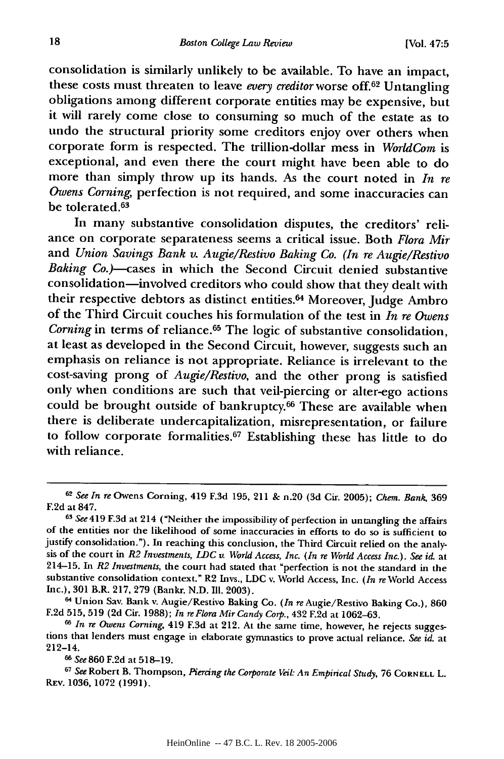consolidation is similarly unlikely to be available. To have an impact, these costs must threaten to leave *every creditor* worse off.[62] Untangling obligations among different corporate entities may be expensive, but it will rarely come close to consuming so much of the estate as to undo the structural priority some creditors enjoy over others when corporate form is respected. The trillion-dollar mess in *WorldCom* is exceptional, and even there the court might have been able to do more than simply throw up its hands. As the court noted in *In re Owens Corning*, perfection is not required, and some inaccuracies can be tolerated.[63]

In many substantive consolidation disputes, the creditors' reliance on corporate separateness seems a critical issue. Both *Flora Mir* and *Union Savings Bank v. Augie/Restivo Baking Co. (In re Augie/Restivo Baking Co.)*—cases in which the Second Circuit denied substantive consolidation—involved creditors who could show that they dealt with their respective debtors as distinct entities.[64] Moreover, Judge Ambro of the Third Circuit couches his formulation of the test in *In re Owens Corning* in terms of reliance.[65] The logic of substantive consolidation, at least as developed in the Second Circuit, however, suggests such an emphasis on reliance is not appropriate. Reliance is irrelevant to the cost-saving prong of *Augie/Restivo*, and the other prong is satisfied only when conditions are such that veil-piercing or alter-ego actions could be brought outside of bankruptcy.[66] These are available when there is deliberate undercapitalization, misrepresentation, or failure to follow corporate formalities.[67] Establishing these has little to do with reliance.

---

[62] *See In re* Owens Corning, 419 F.3d 195, 211 & n.20 (3d Cir. 2005); *Chem. Bank*, 369 F.2d at 847.

[63] *See* 419 F.3d at 214 ("Neither the impossibility of perfection in untangling the affairs of the entities nor the likelihood of some inaccuracies in efforts to do so is sufficient to justify consolidation."). In reaching this conclusion, the Third Circuit relied on the analysis of the court in *R2 Investments, LDC v. World Access, Inc. (In re World Access Inc.)*. *See id.* at 214–15. In *R2 Investments*, the court had stated that "perfection is not the standard in the substantive consolidation context." R2 Invs., LDC v. World Access, Inc. (*In re* World Access Inc.), 301 B.R. 217, 279 (Bankr. N.D. Ill. 2003).

[64] Union Sav. Bank v. Augie/Restivo Baking Co. (*In re* Augie/Restivo Baking Co.), 860 F.2d 515, 519 (2d Cir. 1988); *In re Flora Mir Candy Corp.*, 432 F.2d at 1062–63.

[65] *In re Owens Corning*, 419 F.3d at 212. At the same time, however, he rejects suggestions that lenders must engage in elaborate gymnastics to prove actual reliance. *See id.* at 212–14.

[66] *See* 860 F.2d at 518–19.

[67] *See* Robert B. Thompson, *Piercing the Corporate Veil: An Empirical Study*, 76 CORNELL L. REV. 1036, 1072 (1991).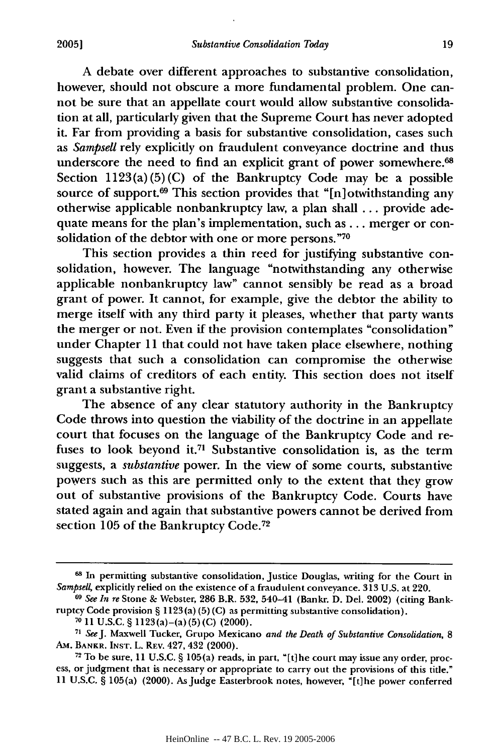A debate over different approaches to substantive consolidation, however, should not obscure a more fundamental problem. One cannot be sure that an appellate court would allow substantive consolidation at all, particularly given that the Supreme Court has never adopted it. Far from providing a basis for substantive consolidation, cases such as *Sampsell* rely explicitly on fraudulent conveyance doctrine and thus underscore the need to find an explicit grant of power somewhere.[68] Section 1123(a)(5)(C) of the Bankruptcy Code may be a possible source of support.[69] This section provides that "[n]otwithstanding any otherwise applicable nonbankruptcy law, a plan shall . . . provide adequate means for the plan's implementation, such as . . . merger or consolidation of the debtor with one or more persons."[70]

This section provides a thin reed for justifying substantive consolidation, however. The language "notwithstanding any otherwise applicable nonbankruptcy law" cannot sensibly be read as a broad grant of power. It cannot, for example, give the debtor the ability to merge itself with any third party it pleases, whether that party wants the merger or not. Even if the provision contemplates "consolidation" under Chapter 11 that could not have taken place elsewhere, nothing suggests that such a consolidation can compromise the otherwise valid claims of creditors of each entity. This section does not itself grant a substantive right.

The absence of any clear statutory authority in the Bankruptcy Code throws into question the viability of the doctrine in an appellate court that focuses on the language of the Bankruptcy Code and refuses to look beyond it.[71] Substantive consolidation is, as the term suggests, a *substantive* power. In the view of some courts, substantive powers such as this are permitted only to the extent that they grow out of substantive provisions of the Bankruptcy Code. Courts have stated again and again that substantive powers cannot be derived from section 105 of the Bankruptcy Code.[72]

---

[68] In permitting substantive consolidation, Justice Douglas, writing for the Court in *Sampsell*, explicitly relied on the existence of a fraudulent conveyance. 313 U.S. at 220.

[69] *See In re* Stone & Webster, 286 B.R. 532, 540–41 (Bankr. D. Del. 2002) (citing Bankruptcy Code provision § 1123(a)(5)(C) as permitting substantive consolidation).

[70] 11 U.S.C. § 1123(a)–(a)(5)(C) (2000).

[71] *See* J. Maxwell Tucker, Grupo Mexicano *and the Death of Substantive Consolidation*, 8 Am. Bankr. Inst. L. Rev. 427, 432 (2000).

[72] To be sure, 11 U.S.C. § 105(a) reads, in part, "[t]he court may issue any order, process, or judgment that is necessary or appropriate to carry out the provisions of this title." 11 U.S.C. § 105(a) (2000). As Judge Easterbrook notes, however, "[t]he power conferred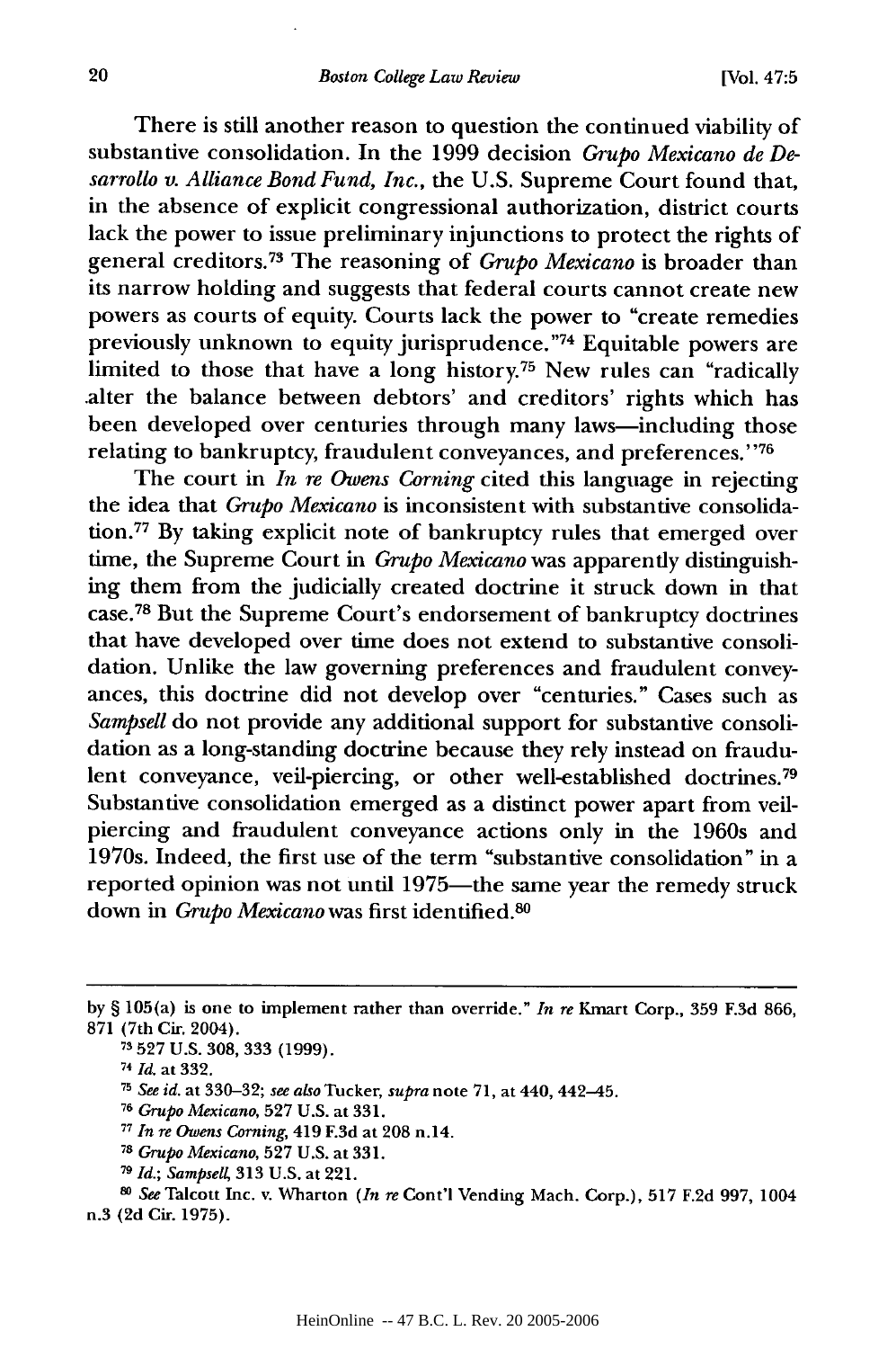There is still another reason to question the continued viability of substantive consolidation. In the 1999 decision *Grupo Mexicano de Desarrollo v. Alliance Bond Fund, Inc.*, the U.S. Supreme Court found that, in the absence of explicit congressional authorization, district courts lack the power to issue preliminary injunctions to protect the rights of general creditors.[73] The reasoning of *Grupo Mexicano* is broader than its narrow holding and suggests that federal courts cannot create new powers as courts of equity. Courts lack the power to "create remedies previously unknown to equity jurisprudence."[74] Equitable powers are limited to those that have a long history.[75] New rules can "radically alter the balance between debtors' and creditors' rights which has been developed over centuries through many laws—including those relating to bankruptcy, fraudulent conveyances, and preferences.'"[76]

The court in *In re Owens Corning* cited this language in rejecting the idea that *Grupo Mexicano* is inconsistent with substantive consolidation.[77] By taking explicit note of bankruptcy rules that emerged over time, the Supreme Court in *Grupo Mexicano* was apparently distinguishing them from the judicially created doctrine it struck down in that case.[78] But the Supreme Court's endorsement of bankruptcy doctrines that have developed over time does not extend to substantive consolidation. Unlike the law governing preferences and fraudulent conveyances, this doctrine did not develop over "centuries." Cases such as *Sampsell* do not provide any additional support for substantive consolidation as a long-standing doctrine because they rely instead on fraudulent conveyance, veil-piercing, or other well-established doctrines.[79] Substantive consolidation emerged as a distinct power apart from veil-piercing and fraudulent conveyance actions only in the 1960s and 1970s. Indeed, the first use of the term "substantive consolidation" in a reported opinion was not until 1975—the same year the remedy struck down in *Grupo Mexicano* was first identified.[80]

---

by § 105(a) is one to implement rather than override." *In re* Kmart Corp., 359 F.3d 866, 871 (7th Cir. 2004).

[73] 527 U.S. 308, 333 (1999).

[74] *Id.* at 332.

[75] *See id.* at 330–32; *see also* Tucker, *supra* note 71, at 440, 442–45.

[76] *Grupo Mexicano*, 527 U.S. at 331.

[77] *In re Owens Corning*, 419 F.3d at 208 n.14.

[78] *Grupo Mexicano*, 527 U.S. at 331.

[79] *Id.*; *Sampsell*, 313 U.S. at 221.

[80] *See* Talcott Inc. v. Wharton (*In re* Cont'l Vending Mach. Corp.), 517 F.2d 997, 1004 n.3 (2d Cir. 1975).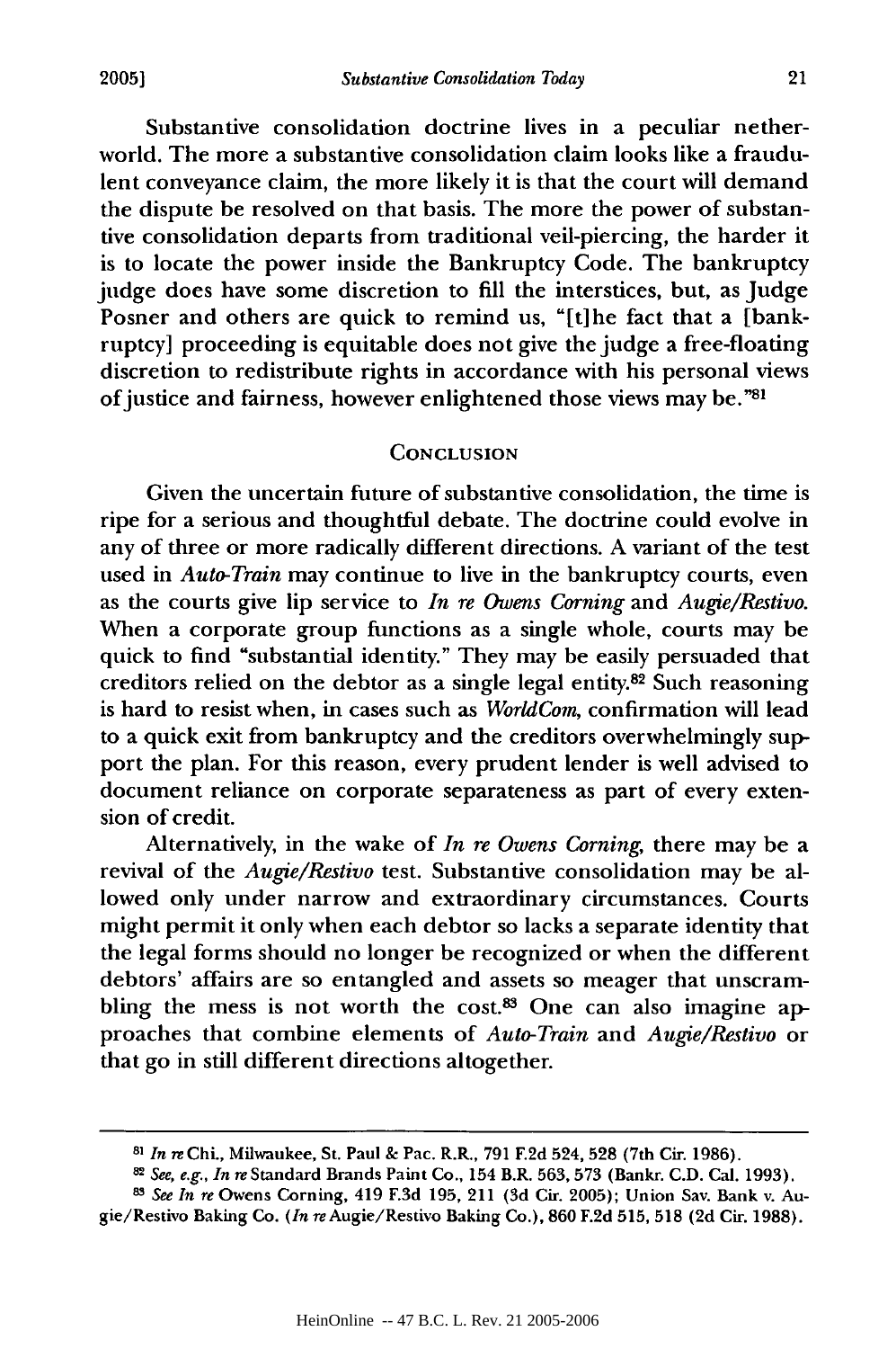Substantive consolidation doctrine lives in a peculiar netherworld. The more a substantive consolidation claim looks like a fraudulent conveyance claim, the more likely it is that the court will demand the dispute be resolved on that basis. The more the power of substantive consolidation departs from traditional veil-piercing, the harder it is to locate the power inside the Bankruptcy Code. The bankruptcy judge does have some discretion to fill the interstices, but, as Judge Posner and others are quick to remind us, "[t]he fact that a [bankruptcy] proceeding is equitable does not give the judge a free-floating discretion to redistribute rights in accordance with his personal views of justice and fairness, however enlightened those views may be."[81]

## Conclusion

Given the uncertain future of substantive consolidation, the time is ripe for a serious and thoughtful debate. The doctrine could evolve in any of three or more radically different directions. A variant of the test used in *Auto-Train* may continue to live in the bankruptcy courts, even as the courts give lip service to *In re Owens Corning* and *Augie/Restivo.* When a corporate group functions as a single whole, courts may be quick to find "substantial identity." They may be easily persuaded that creditors relied on the debtor as a single legal entity.[82] Such reasoning is hard to resist when, in cases such as *WorldCom*, confirmation will lead to a quick exit from bankruptcy and the creditors overwhelmingly support the plan. For this reason, every prudent lender is well advised to document reliance on corporate separateness as part of every extension of credit.

Alternatively, in the wake of *In re Owens Corning*, there may be a revival of the *Augie/Restivo* test. Substantive consolidation may be allowed only under narrow and extraordinary circumstances. Courts might permit it only when each debtor so lacks a separate identity that the legal forms should no longer be recognized or when the different debtors' affairs are so entangled and assets so meager that unscrambling the mess is not worth the cost.[83] One can also imagine approaches that combine elements of *Auto-Train* and *Augie/Restivo* or that go in still different directions altogether.

---

[81] *In re* Chi., Milwaukee, St. Paul & Pac. R.R., 791 F.2d 524, 528 (7th Cir. 1986).

[82] *See, e.g., In re* Standard Brands Paint Co., 154 B.R. 563, 573 (Bankr. C.D. Cal. 1993).

[83] *See In re* Owens Corning, 419 F.3d 195, 211 (3d Cir. 2005); Union Sav. Bank v. Augie/Restivo Baking Co. (*In re* Augie/Restivo Baking Co.), 860 F.2d 515, 518 (2d Cir. 1988).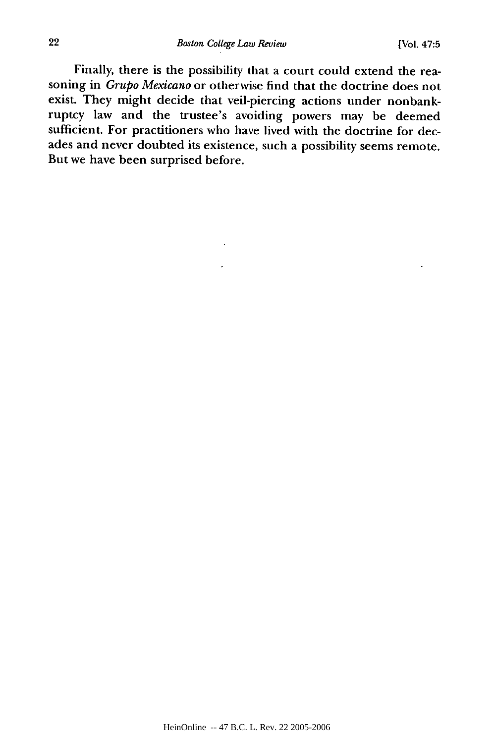Finally, there is the possibility that a court could extend the reasoning in *Grupo Mexicano* or otherwise find that the doctrine does not exist. They might decide that veil-piercing actions under nonbankruptcy law and the trustee's avoiding powers may be deemed sufficient. For practitioners who have lived with the doctrine for decades and never doubted its existence, such a possibility seems remote. But we have been surprised before.